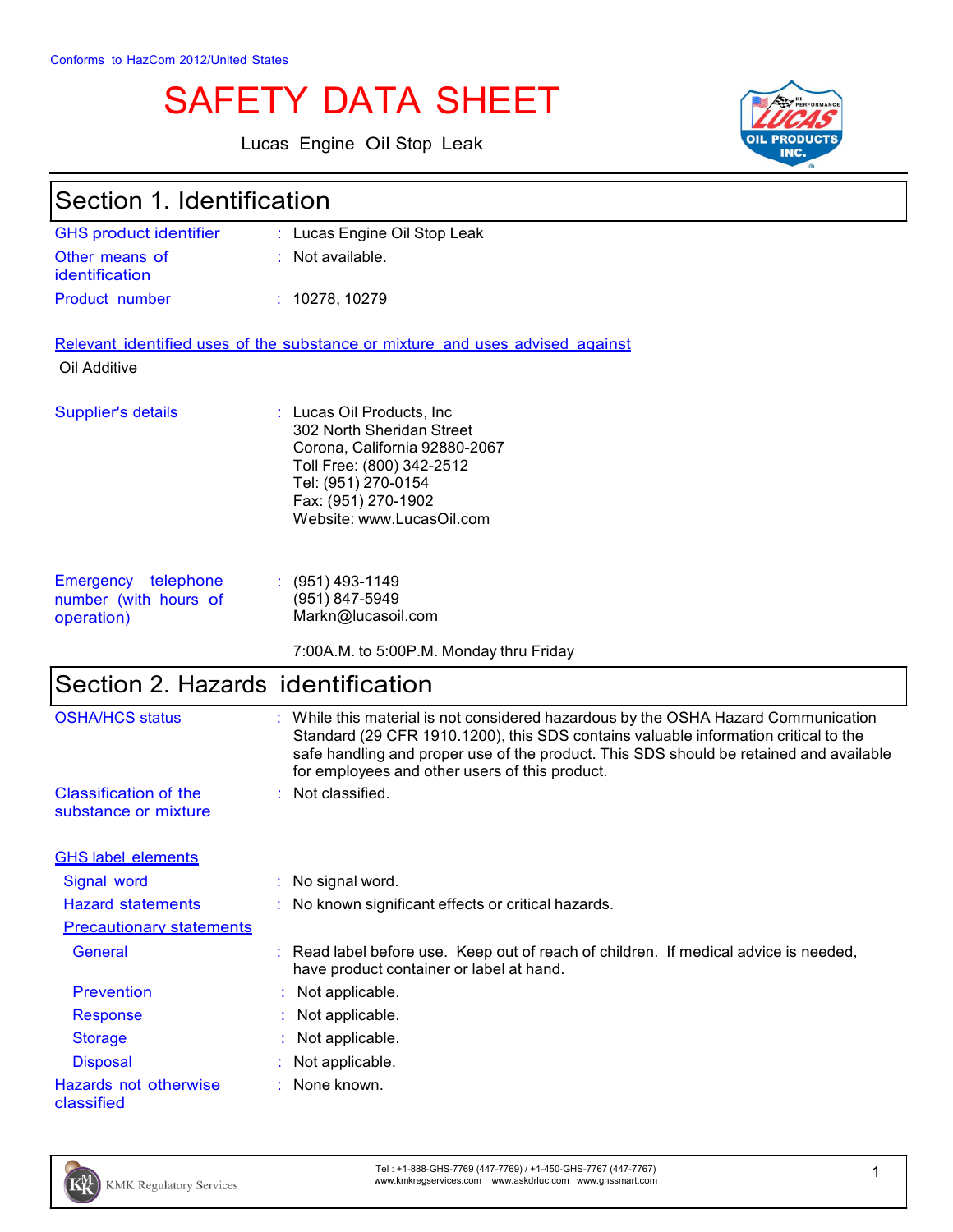Conforms to HazCom 2012/United States

# SAFETY DATA SHEET

Lucas Engine Oil Stop Leak

## Section 1. Identification

| | |
|---|---|
| GHS product identifier | : Lucas Engine Oil Stop Leak |
| Other means of identification | : Not available. |
| Product number | : 10278, 10279 |

**Relevant identified uses of the substance or mixture and uses advised against**

Oil Additive

| | |
|---|---|
| Supplier's details | : Lucas Oil Products, Inc<br>302 North Sheridan Street<br>Corona, California 92880-2067<br>Toll Free: (800) 342-2512<br>Tel: (951) 270-0154<br>Fax: (951) 270-1902<br>Website: www.LucasOil.com |
| Emergency telephone number (with hours of operation) | : (951) 493-1149<br>(951) 847-5949<br>Markn@lucasoil.com<br><br>7:00A.M. to 5:00P.M. Monday thru Friday |

## Section 2. Hazards identification

| | |
|---|---|
| OSHA/HCS status | : While this material is not considered hazardous by the OSHA Hazard Communication Standard (29 CFR 1910.1200), this SDS contains valuable information critical to the safe handling and proper use of the product. This SDS should be retained and available for employees and other users of this product. |
| Classification of the substance or mixture | : Not classified. |

**GHS label elements**

| | |
|---|---|
| Signal word | : No signal word. |
| Hazard statements | : No known significant effects or critical hazards. |

**Precautionary statements**

| | |
|---|---|
| General | : Read label before use. Keep out of reach of children. If medical advice is needed, have product container or label at hand. |
| Prevention | : Not applicable. |
| Response | : Not applicable. |
| Storage | : Not applicable. |
| Disposal | : Not applicable. |
| Hazards not otherwise classified | : None known. |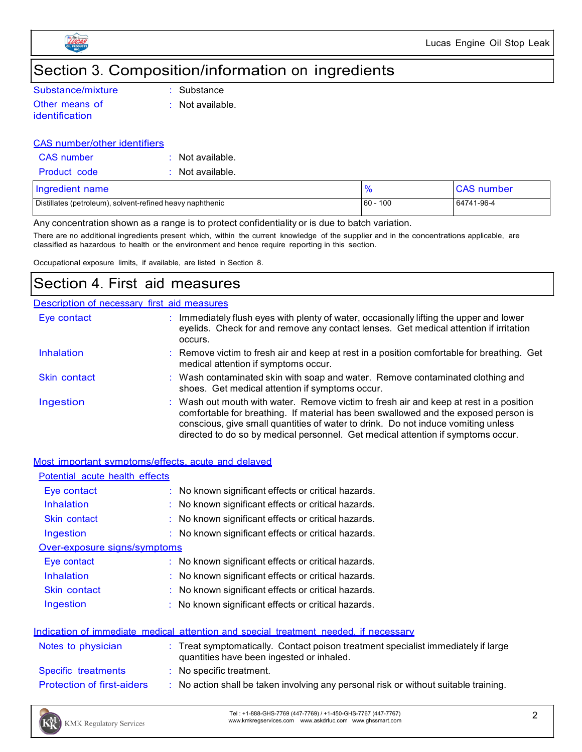# Section 3. Composition/information on ingredients

| | | |
|---|---|---|
| Substance/mixture | : | Substance |
| Other means of identification | : | Not available. |

**CAS number/other identifiers**

| | | |
|---|---|---|
| CAS number | : | Not available. |
| Product code | : | Not available. |

| Ingredient name | % | CAS number |
|---|---|---|
| Distillates (petroleum), solvent-refined heavy naphthenic | 60 - 100 | 64741-96-4 |

Any concentration shown as a range is to protect confidentiality or is due to batch variation.

There are no additional ingredients present which, within the current knowledge of the supplier and in the concentrations applicable, are classified as hazardous to health or the environment and hence require reporting in this section.

Occupational exposure limits, if available, are listed in Section 8.

# Section 4. First aid measures

**Description of necessary first aid measures**

| | | |
|---|---|---|
| Eye contact | : | Immediately flush eyes with plenty of water, occasionally lifting the upper and lower eyelids. Check for and remove any contact lenses. Get medical attention if irritation occurs. |
| Inhalation | : | Remove victim to fresh air and keep at rest in a position comfortable for breathing. Get medical attention if symptoms occur. |
| Skin contact | : | Wash contaminated skin with soap and water. Remove contaminated clothing and shoes. Get medical attention if symptoms occur. |
| Ingestion | : | Wash out mouth with water. Remove victim to fresh air and keep at rest in a position comfortable for breathing. If material has been swallowed and the exposed person is conscious, give small quantities of water to drink. Do not induce vomiting unless directed to do so by medical personnel. Get medical attention if symptoms occur. |

**Most important symptoms/effects, acute and delayed**

**Potential acute health effects**

| | | |
|---|---|---|
| Eye contact | : | No known significant effects or critical hazards. |
| Inhalation | : | No known significant effects or critical hazards. |
| Skin contact | : | No known significant effects or critical hazards. |
| Ingestion | : | No known significant effects or critical hazards. |

**Over-exposure signs/symptoms**

| | | |
|---|---|---|
| Eye contact | : | No known significant effects or critical hazards. |
| Inhalation | : | No known significant effects or critical hazards. |
| Skin contact | : | No known significant effects or critical hazards. |
| Ingestion | : | No known significant effects or critical hazards. |

**Indication of immediate medical attention and special treatment needed, if necessary**

| | | |
|---|---|---|
| Notes to physician | : | Treat symptomatically. Contact poison treatment specialist immediately if large quantities have been ingested or inhaled. |
| Specific treatments | : | No specific treatment. |
| Protection of first-aiders | : | No action shall be taken involving any personal risk or without suitable training. |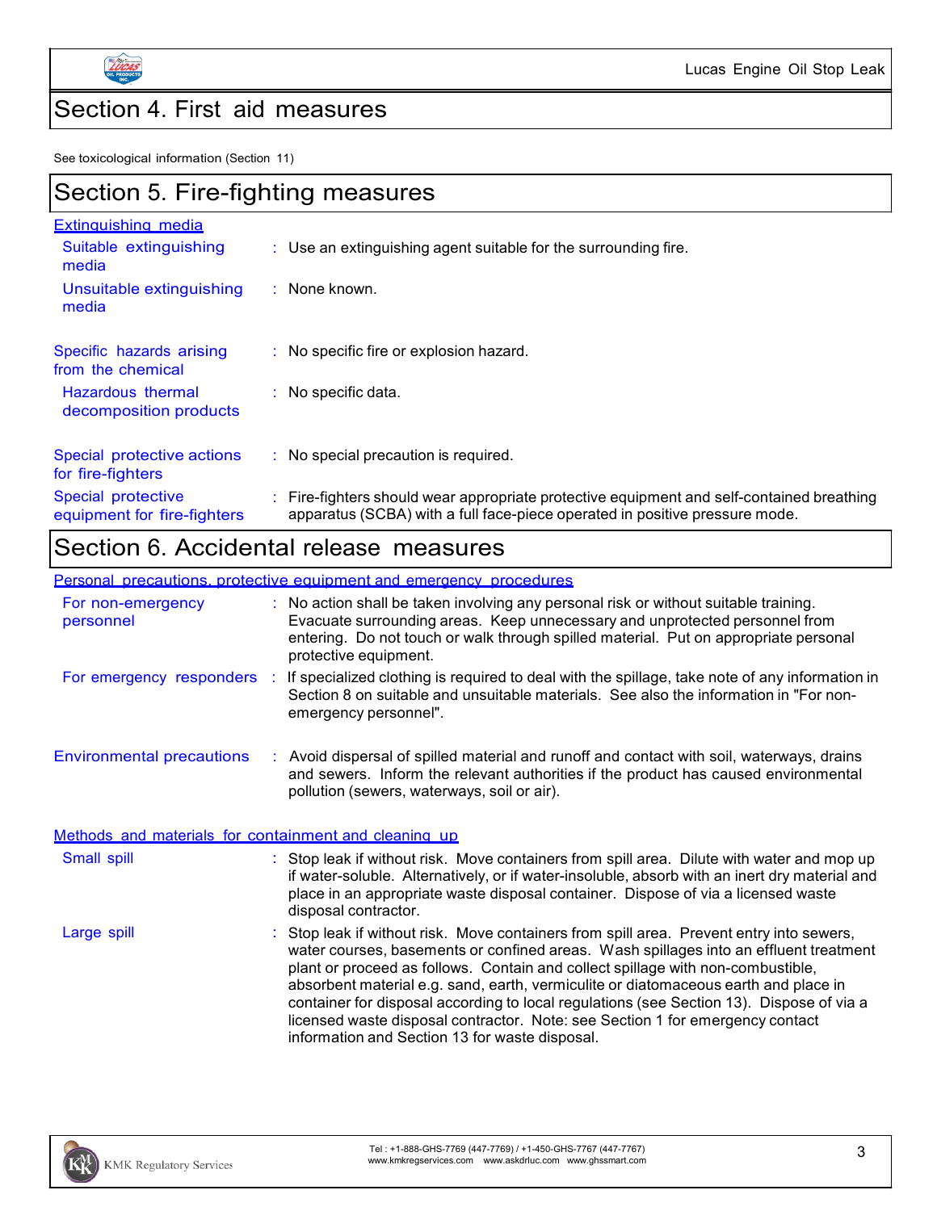## Section 4. First aid measures

See toxicological information (Section 11)

## Section 5. Fire-fighting measures

**Extinguishing media**

| | |
|---|---|
| Suitable extinguishing media | : Use an extinguishing agent suitable for the surrounding fire. |
| Unsuitable extinguishing media | : None known. |
| Specific hazards arising from the chemical | : No specific fire or explosion hazard. |
| Hazardous thermal decomposition products | : No specific data. |
| Special protective actions for fire-fighters | : No special precaution is required. |
| Special protective equipment for fire-fighters | : Fire-fighters should wear appropriate protective equipment and self-contained breathing apparatus (SCBA) with a full face-piece operated in positive pressure mode. |

## Section 6. Accidental release measures

**Personal precautions, protective equipment and emergency procedures**

| | |
|---|---|
| For non-emergency personnel | : No action shall be taken involving any personal risk or without suitable training. Evacuate surrounding areas. Keep unnecessary and unprotected personnel from entering. Do not touch or walk through spilled material. Put on appropriate personal protective equipment. |
| For emergency responders | : If specialized clothing is required to deal with the spillage, take note of any information in Section 8 on suitable and unsuitable materials. See also the information in "For non-emergency personnel". |
| Environmental precautions | : Avoid dispersal of spilled material and runoff and contact with soil, waterways, drains and sewers. Inform the relevant authorities if the product has caused environmental pollution (sewers, waterways, soil or air). |

**Methods and materials for containment and cleaning up**

| | |
|---|---|
| Small spill | : Stop leak if without risk. Move containers from spill area. Dilute with water and mop up if water-soluble. Alternatively, or if water-insoluble, absorb with an inert dry material and place in an appropriate waste disposal container. Dispose of via a licensed waste disposal contractor. |
| Large spill | : Stop leak if without risk. Move containers from spill area. Prevent entry into sewers, water courses, basements or confined areas. Wash spillages into an effluent treatment plant or proceed as follows. Contain and collect spillage with non-combustible, absorbent material e.g. sand, earth, vermiculite or diatomaceous earth and place in container for disposal according to local regulations (see Section 13). Dispose of via a licensed waste disposal contractor. Note: see Section 1 for emergency contact information and Section 13 for waste disposal. |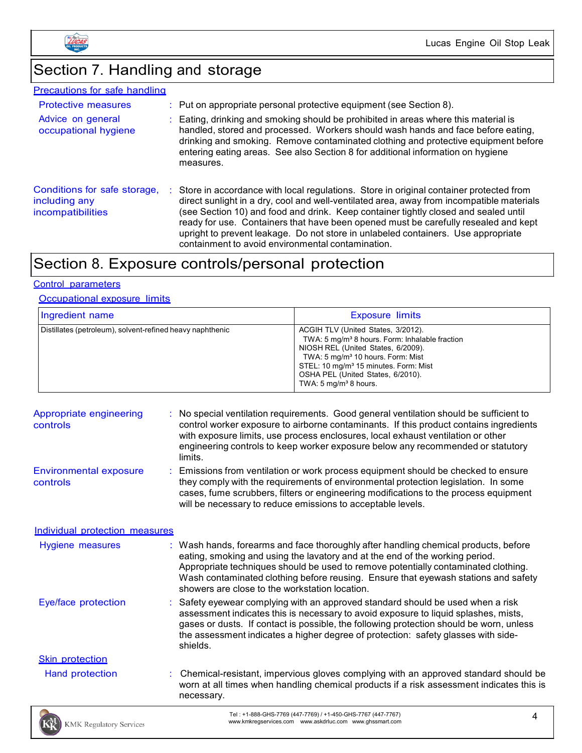# Section 7. Handling and storage

## Precautions for safe handling

**Protective measures** : Put on appropriate personal protective equipment (see Section 8).

**Advice on general occupational hygiene** : Eating, drinking and smoking should be prohibited in areas where this material is handled, stored and processed. Workers should wash hands and face before eating, drinking and smoking. Remove contaminated clothing and protective equipment before entering eating areas. See also Section 8 for additional information on hygiene measures.

**Conditions for safe storage, including any incompatibilities** : Store in accordance with local regulations. Store in original container protected from direct sunlight in a dry, cool and well-ventilated area, away from incompatible materials (see Section 10) and food and drink. Keep container tightly closed and sealed until ready for use. Containers that have been opened must be carefully resealed and kept upright to prevent leakage. Do not store in unlabeled containers. Use appropriate containment to avoid environmental contamination.

# Section 8. Exposure controls/personal protection

## Control parameters

### Occupational exposure limits

| Ingredient name | Exposure limits |
| --- | --- |
| Distillates (petroleum), solvent-refined heavy naphthenic | ACGIH TLV (United States, 3/2012).<br>TWA: 5 mg/m³ 8 hours. Form: Inhalable fraction<br>NIOSH REL (United States, 6/2009).<br>TWA: 5 mg/m³ 10 hours. Form: Mist<br>STEL: 10 mg/m³ 15 minutes. Form: Mist<br>OSHA PEL (United States, 6/2010).<br>TWA: 5 mg/m³ 8 hours. |

**Appropriate engineering controls** : No special ventilation requirements. Good general ventilation should be sufficient to control worker exposure to airborne contaminants. If this product contains ingredients with exposure limits, use process enclosures, local exhaust ventilation or other engineering controls to keep worker exposure below any recommended or statutory limits.

**Environmental exposure controls** : Emissions from ventilation or work process equipment should be checked to ensure they comply with the requirements of environmental protection legislation. In some cases, fume scrubbers, filters or engineering modifications to the process equipment will be necessary to reduce emissions to acceptable levels.

## Individual protection measures

**Hygiene measures** : Wash hands, forearms and face thoroughly after handling chemical products, before eating, smoking and using the lavatory and at the end of the working period. Appropriate techniques should be used to remove potentially contaminated clothing. Wash contaminated clothing before reusing. Ensure that eyewash stations and safety showers are close to the workstation location.

**Eye/face protection** : Safety eyewear complying with an approved standard should be used when a risk assessment indicates this is necessary to avoid exposure to liquid splashes, mists, gases or dusts. If contact is possible, the following protection should be worn, unless the assessment indicates a higher degree of protection: safety glasses with side-shields.

### Skin protection

**Hand protection** : Chemical-resistant, impervious gloves complying with an approved standard should be worn at all times when handling chemical products if a risk assessment indicates this is necessary.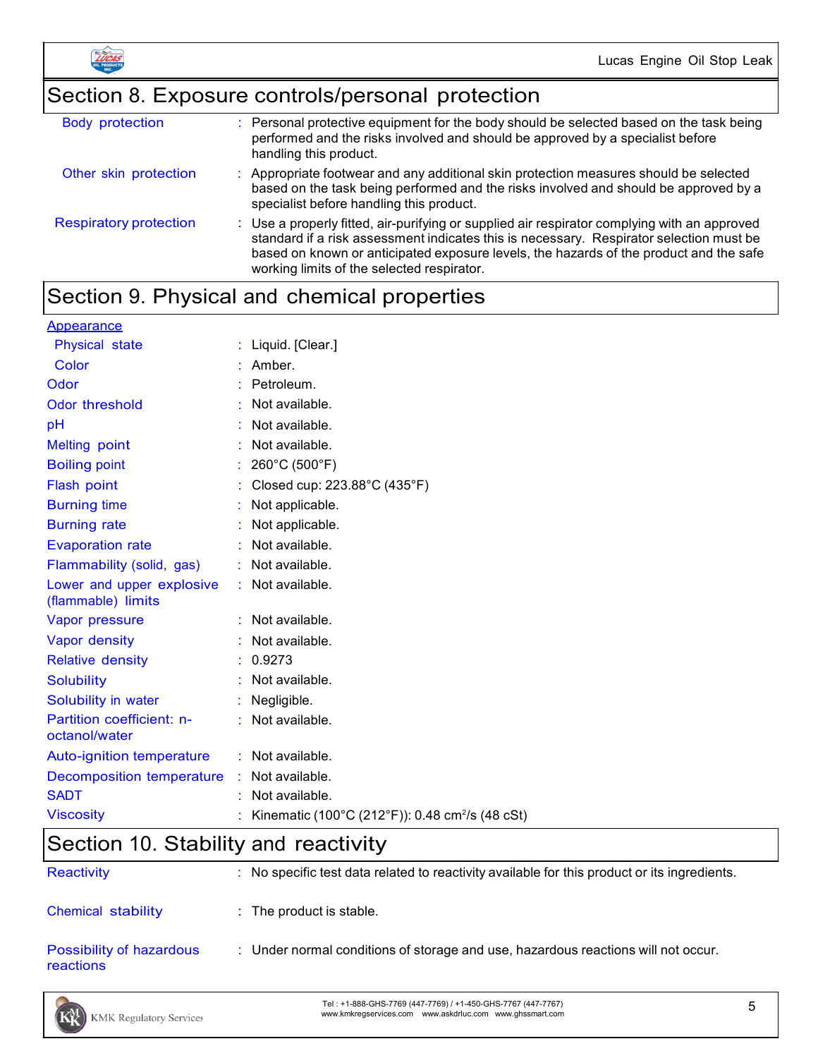## Section 8. Exposure controls/personal protection

| | |
|---|---|
| Body protection | : Personal protective equipment for the body should be selected based on the task being performed and the risks involved and should be approved by a specialist before handling this product. |
| Other skin protection | : Appropriate footwear and any additional skin protection measures should be selected based on the task being performed and the risks involved and should be approved by a specialist before handling this product. |
| Respiratory protection | : Use a properly fitted, air-purifying or supplied air respirator complying with an approved standard if a risk assessment indicates this is necessary. Respirator selection must be based on known or anticipated exposure levels, the hazards of the product and the safe working limits of the selected respirator. |

## Section 9. Physical and chemical properties

**Appearance**

| | |
|---|---|
| Physical state | : Liquid. [Clear.] |
| Color | : Amber. |
| Odor | : Petroleum. |
| Odor threshold | : Not available. |
| pH | : Not available. |
| Melting point | : Not available. |
| Boiling point | : 260°C (500°F) |
| Flash point | : Closed cup: 223.88°C (435°F) |
| Burning time | : Not applicable. |
| Burning rate | : Not applicable. |
| Evaporation rate | : Not available. |
| Flammability (solid, gas) | : Not available. |
| Lower and upper explosive (flammable) limits | : Not available. |
| Vapor pressure | : Not available. |
| Vapor density | : Not available. |
| Relative density | : 0.9273 |
| Solubility | : Not available. |
| Solubility in water | : Negligible. |
| Partition coefficient: n-octanol/water | : Not available. |
| Auto-ignition temperature | : Not available. |
| Decomposition temperature | : Not available. |
| SADT | : Not available. |
| Viscosity | : Kinematic (100°C (212°F)): 0.48 $cm^2/s$ (48 cSt) |

## Section 10. Stability and reactivity

| | |
|---|---|
| Reactivity | : No specific test data related to reactivity available for this product or its ingredients. |
| Chemical stability | : The product is stable. |
| Possibility of hazardous reactions | : Under normal conditions of storage and use, hazardous reactions will not occur. |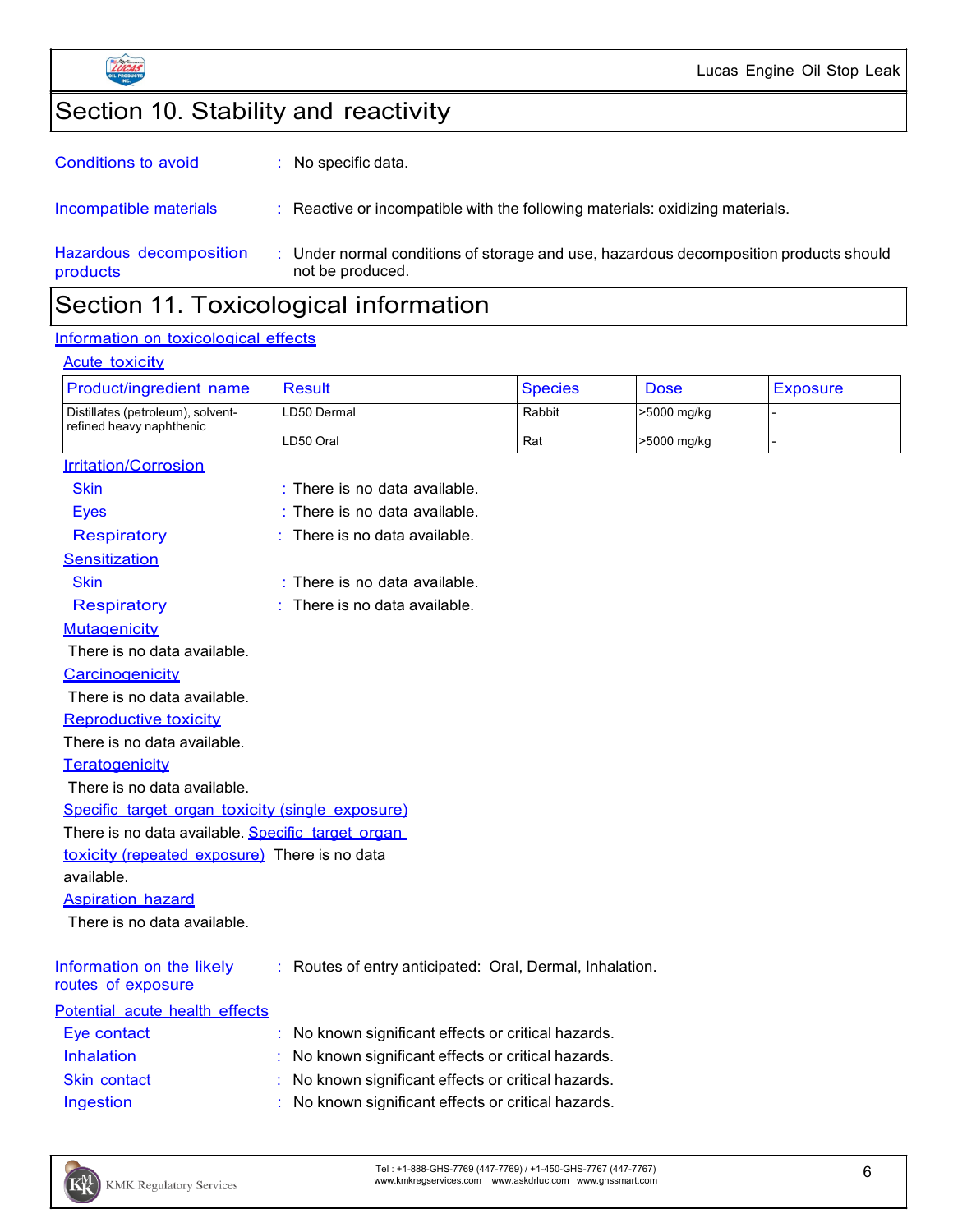## Section 10. Stability and reactivity

**Conditions to avoid** : No specific data.

**Incompatible materials** : Reactive or incompatible with the following materials: oxidizing materials.

**Hazardous decomposition products** : Under normal conditions of storage and use, hazardous decomposition products should not be produced.

## Section 11. Toxicological information

### Information on toxicological effects

#### Acute toxicity

| Product/ingredient name | Result | Species | Dose | Exposure |
|---|---|---|---|---|
| Distillates (petroleum), solvent-refined heavy naphthenic | LD50 Dermal | Rabbit | >5000 mg/kg | - |
| | LD50 Oral | Rat | >5000 mg/kg | - |

#### Irritation/Corrosion

**Skin** : There is no data available.

**Eyes** : There is no data available.

**Respiratory** : There is no data available.

#### Sensitization

**Skin** : There is no data available.

**Respiratory** : There is no data available.

#### Mutagenicity

There is no data available.

#### Carcinogenicity

There is no data available.

#### Reproductive toxicity

There is no data available.

#### Teratogenicity

There is no data available.

#### Specific target organ toxicity (single exposure)

There is no data available.

#### Specific target organ toxicity (repeated exposure)

There is no data available.

#### Aspiration hazard

There is no data available.

**Information on the likely routes of exposure** : Routes of entry anticipated: Oral, Dermal, Inhalation.

#### Potential acute health effects

**Eye contact** : No known significant effects or critical hazards.

**Inhalation** : No known significant effects or critical hazards.

**Skin contact** : No known significant effects or critical hazards.

**Ingestion** : No known significant effects or critical hazards.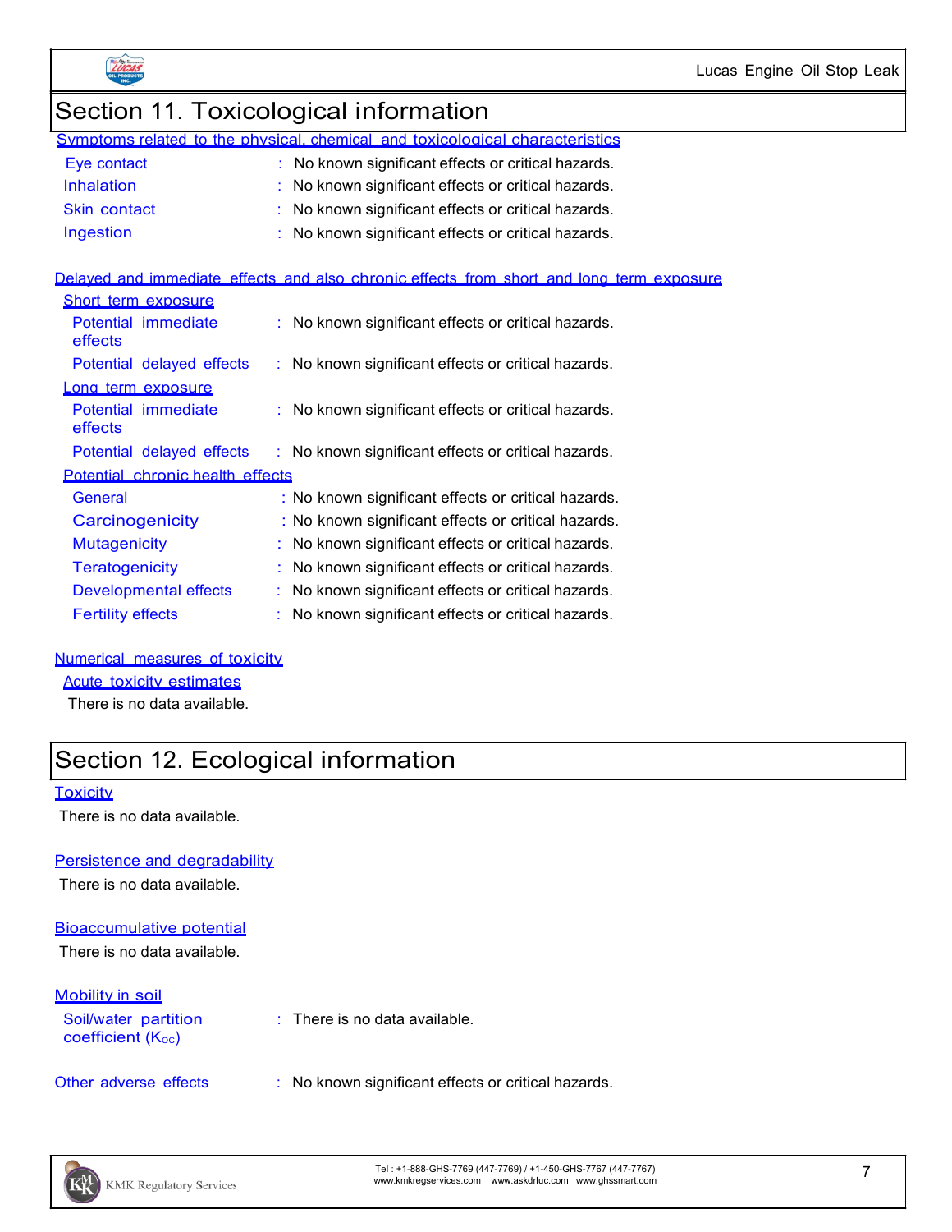# Section 11. Toxicological information

**Symptoms related to the physical, chemical and toxicological characteristics**

| | |
|---|---|
| Eye contact | : No known significant effects or critical hazards. |
| Inhalation | : No known significant effects or critical hazards. |
| Skin contact | : No known significant effects or critical hazards. |
| Ingestion | : No known significant effects or critical hazards. |

**Delayed and immediate effects and also chronic effects from short and long term exposure**

**Short term exposure**

| | |
|---|---|
| Potential immediate effects | : No known significant effects or critical hazards. |
| Potential delayed effects | : No known significant effects or critical hazards. |

**Long term exposure**

| | |
|---|---|
| Potential immediate effects | : No known significant effects or critical hazards. |
| Potential delayed effects | : No known significant effects or critical hazards. |

**Potential chronic health effects**

| | |
|---|---|
| General | : No known significant effects or critical hazards. |
| Carcinogenicity | : No known significant effects or critical hazards. |
| Mutagenicity | : No known significant effects or critical hazards. |
| Teratogenicity | : No known significant effects or critical hazards. |
| Developmental effects | : No known significant effects or critical hazards. |
| Fertility effects | : No known significant effects or critical hazards. |

**Numerical measures of toxicity**

**Acute toxicity estimates**

There is no data available.

# Section 12. Ecological information

**Toxicity**

There is no data available.

**Persistence and degradability**

There is no data available.

**Bioaccumulative potential**

There is no data available.

**Mobility in soil**

| | |
|---|---|
| Soil/water partition coefficient ($K_{OC}$) | : There is no data available. |

| | |
|---|---|
| Other adverse effects | : No known significant effects or critical hazards. |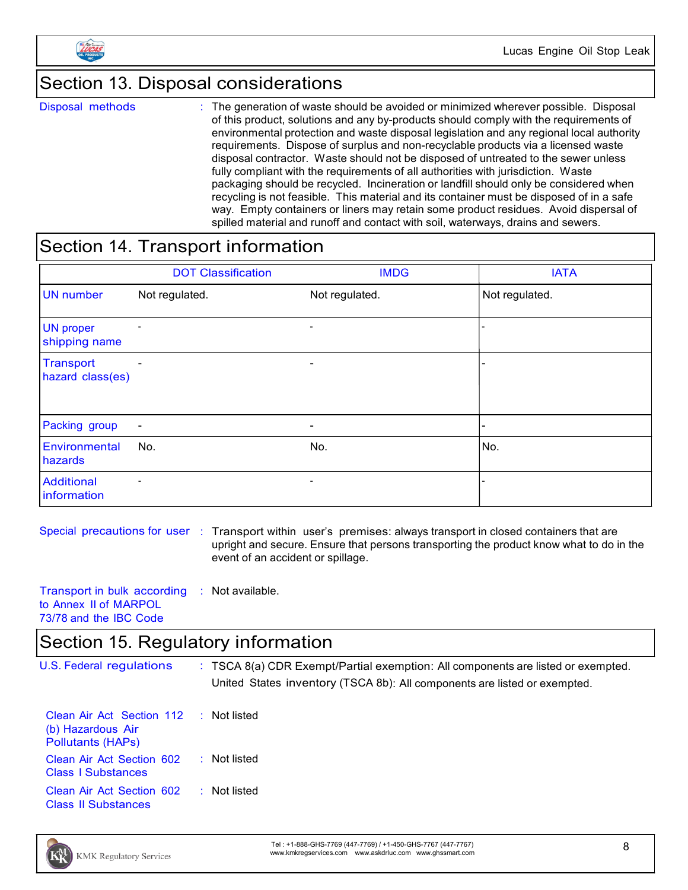## Section 13. Disposal considerations

**Disposal methods** : The generation of waste should be avoided or minimized wherever possible. Disposal of this product, solutions and any by-products should comply with the requirements of environmental protection and waste disposal legislation and any regional local authority requirements. Dispose of surplus and non-recyclable products via a licensed waste disposal contractor. Waste should not be disposed of untreated to the sewer unless fully compliant with the requirements of all authorities with jurisdiction. Waste packaging should be recycled. Incineration or landfill should only be considered when recycling is not feasible. This material and its container must be disposed of in a safe way. Empty containers or liners may retain some product residues. Avoid dispersal of spilled material and runoff and contact with soil, waterways, drains and sewers.

## Section 14. Transport information

| | DOT Classification | IMDG | IATA |
|---|---|---|---|
| UN number | Not regulated. | Not regulated. | Not regulated. |
| UN proper shipping name | - | - | - |
| Transport hazard class(es) | - | - | - |
| Packing group | - | - | - |
| Environmental hazards | No. | No. | No. |
| Additional information | - | - | - |

**Special precautions for user** : Transport within user's premises: always transport in closed containers that are upright and secure. Ensure that persons transporting the product know what to do in the event of an accident or spillage.

**Transport in bulk according to Annex II of MARPOL 73/78 and the IBC Code** : Not available.

## Section 15. Regulatory information

**U.S. Federal regulations** : TSCA 8(a) CDR Exempt/Partial exemption: All components are listed or exempted.
United States inventory (TSCA 8b): All components are listed or exempted.

**Clean Air Act Section 112 (b) Hazardous Air Pollutants (HAPs)** : Not listed

**Clean Air Act Section 602 Class I Substances** : Not listed

**Clean Air Act Section 602 Class II Substances** : Not listed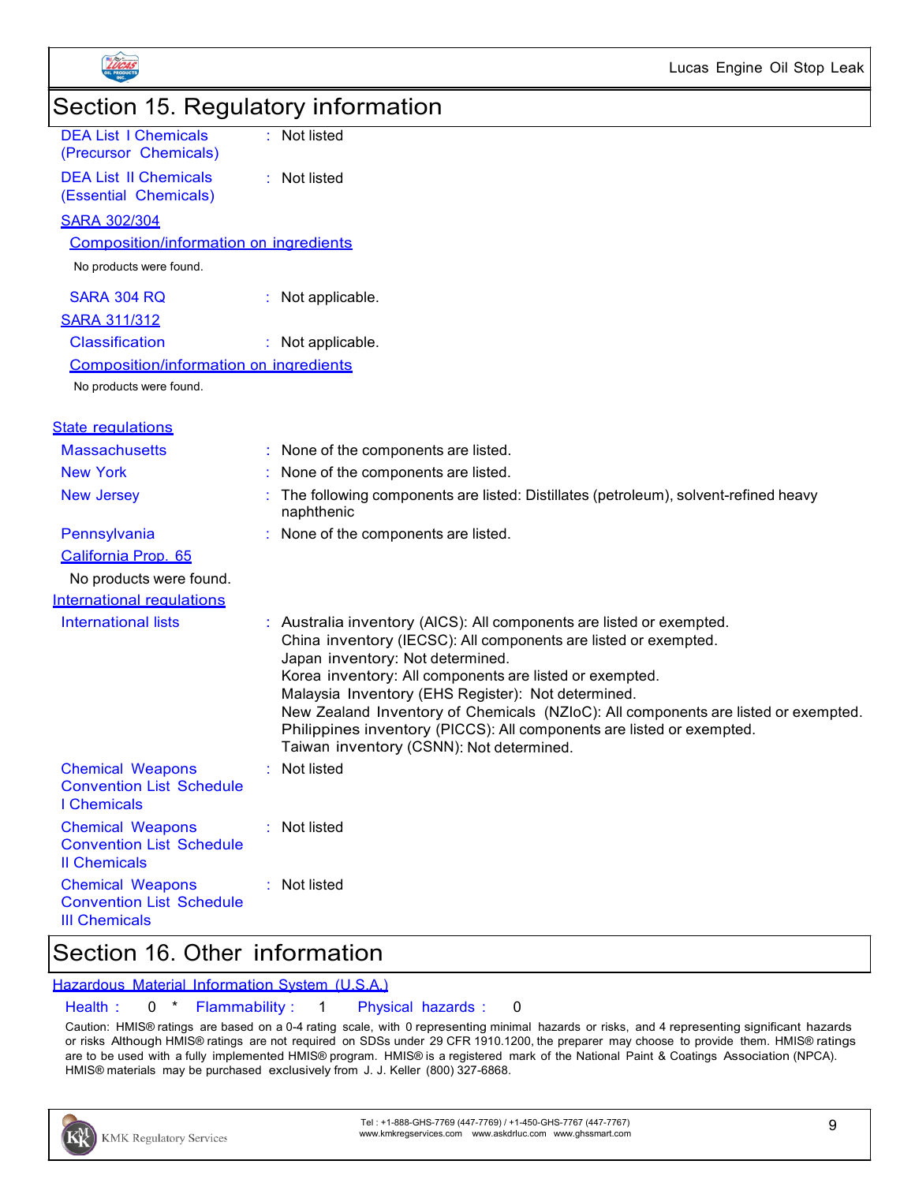## Section 15. Regulatory information

DEA List I Chemicals (Precursor Chemicals) : Not listed

DEA List II Chemicals (Essential Chemicals) : Not listed

**SARA 302/304**

**Composition/information on ingredients**

No products were found.

SARA 304 RQ : Not applicable.

**SARA 311/312**

Classification : Not applicable.

**Composition/information on ingredients**

No products were found.

**State regulations**

Massachusetts : None of the components are listed.

New York : None of the components are listed.

New Jersey : The following components are listed: Distillates (petroleum), solvent-refined heavy naphthenic

Pennsylvania : None of the components are listed.

**California Prop. 65**

No products were found.

**International regulations**

International lists : Australia inventory (AICS): All components are listed or exempted.
China inventory (IECSC): All components are listed or exempted.
Japan inventory: Not determined.
Korea inventory: All components are listed or exempted.
Malaysia Inventory (EHS Register): Not determined.
New Zealand Inventory of Chemicals (NZIoC): All components are listed or exempted.
Philippines inventory (PICCS): All components are listed or exempted.
Taiwan inventory (CSNN): Not determined.

Chemical Weapons Convention List Schedule I Chemicals : Not listed

Chemical Weapons Convention List Schedule II Chemicals : Not listed

Chemical Weapons Convention List Schedule III Chemicals : Not listed

## Section 16. Other information

**Hazardous Material Information System (U.S.A.)**

Health : 0 * Flammability : 1 Physical hazards : 0

Caution: HMIS® ratings are based on a 0-4 rating scale, with 0 representing minimal hazards or risks, and 4 representing significant hazards or risks Although HMIS® ratings are not required on SDSs under 29 CFR 1910.1200, the preparer may choose to provide them. HMIS® ratings are to be used with a fully implemented HMIS® program. HMIS® is a registered mark of the National Paint & Coatings Association (NPCA). HMIS® materials may be purchased exclusively from J. J. Keller (800) 327-6868.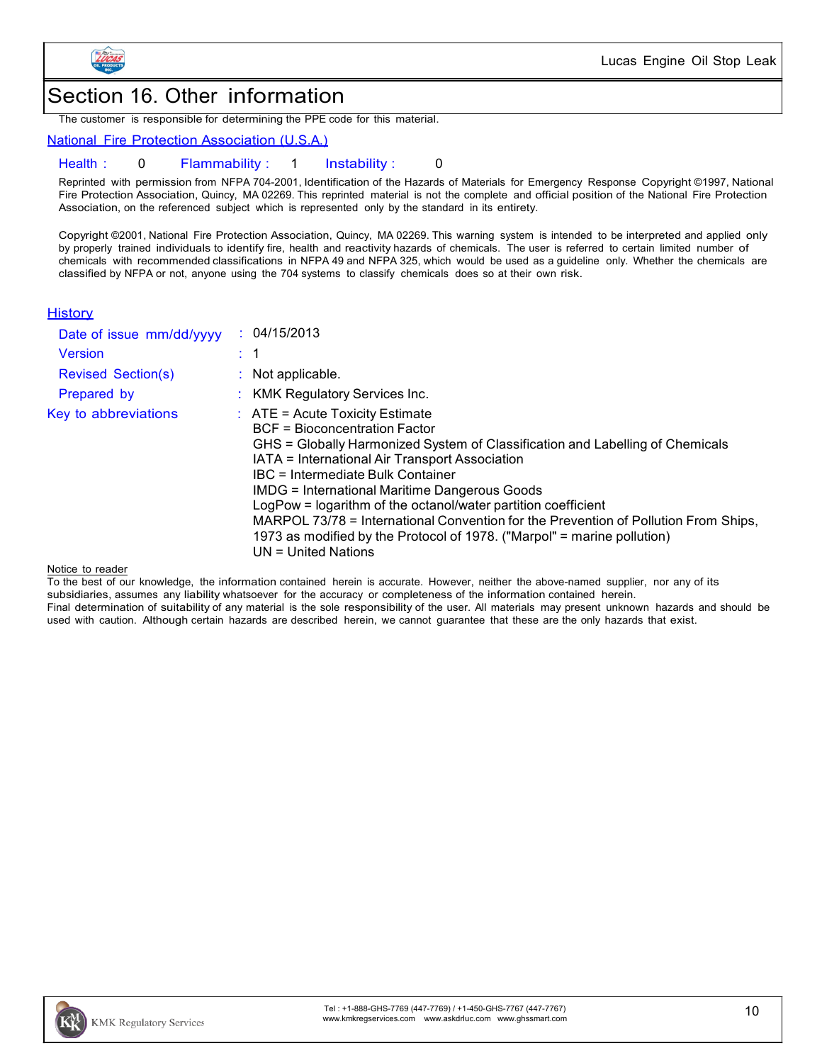# Section 16. Other information

The customer is responsible for determining the PPE code for this material.

**National Fire Protection Association (U.S.A.)**

Health : 0 Flammability : 1 Instability : 0

Reprinted with permission from NFPA 704-2001, Identification of the Hazards of Materials for Emergency Response Copyright ©1997, National Fire Protection Association, Quincy, MA 02269. This reprinted material is not the complete and official position of the National Fire Protection Association, on the referenced subject which is represented only by the standard in its entirety.

Copyright ©2001, National Fire Protection Association, Quincy, MA 02269. This warning system is intended to be interpreted and applied only by properly trained individuals to identify fire, health and reactivity hazards of chemicals. The user is referred to certain limited number of chemicals with recommended classifications in NFPA 49 and NFPA 325, which would be used as a guideline only. Whether the chemicals are classified by NFPA or not, anyone using the 704 systems to classify chemicals does so at their own risk.

**History**

| | |
|---|---|
| Date of issue mm/dd/yyyy | : 04/15/2013 |
| Version | : 1 |
| Revised Section(s) | : Not applicable. |
| Prepared by | : KMK Regulatory Services Inc. |

Key to abbreviations :
ATE = Acute Toxicity Estimate
BCF = Bioconcentration Factor
GHS = Globally Harmonized System of Classification and Labelling of Chemicals
IATA = International Air Transport Association
IBC = Intermediate Bulk Container
IMDG = International Maritime Dangerous Goods
LogPow = logarithm of the octanol/water partition coefficient
MARPOL 73/78 = International Convention for the Prevention of Pollution From Ships, 1973 as modified by the Protocol of 1978. ("Marpol" = marine pollution)
UN = United Nations

Notice to reader

To the best of our knowledge, the information contained herein is accurate. However, neither the above-named supplier, nor any of its subsidiaries, assumes any liability whatsoever for the accuracy or completeness of the information contained herein.
Final determination of suitability of any material is the sole responsibility of the user. All materials may present unknown hazards and should be used with caution. Although certain hazards are described herein, we cannot guarantee that these are the only hazards that exist.